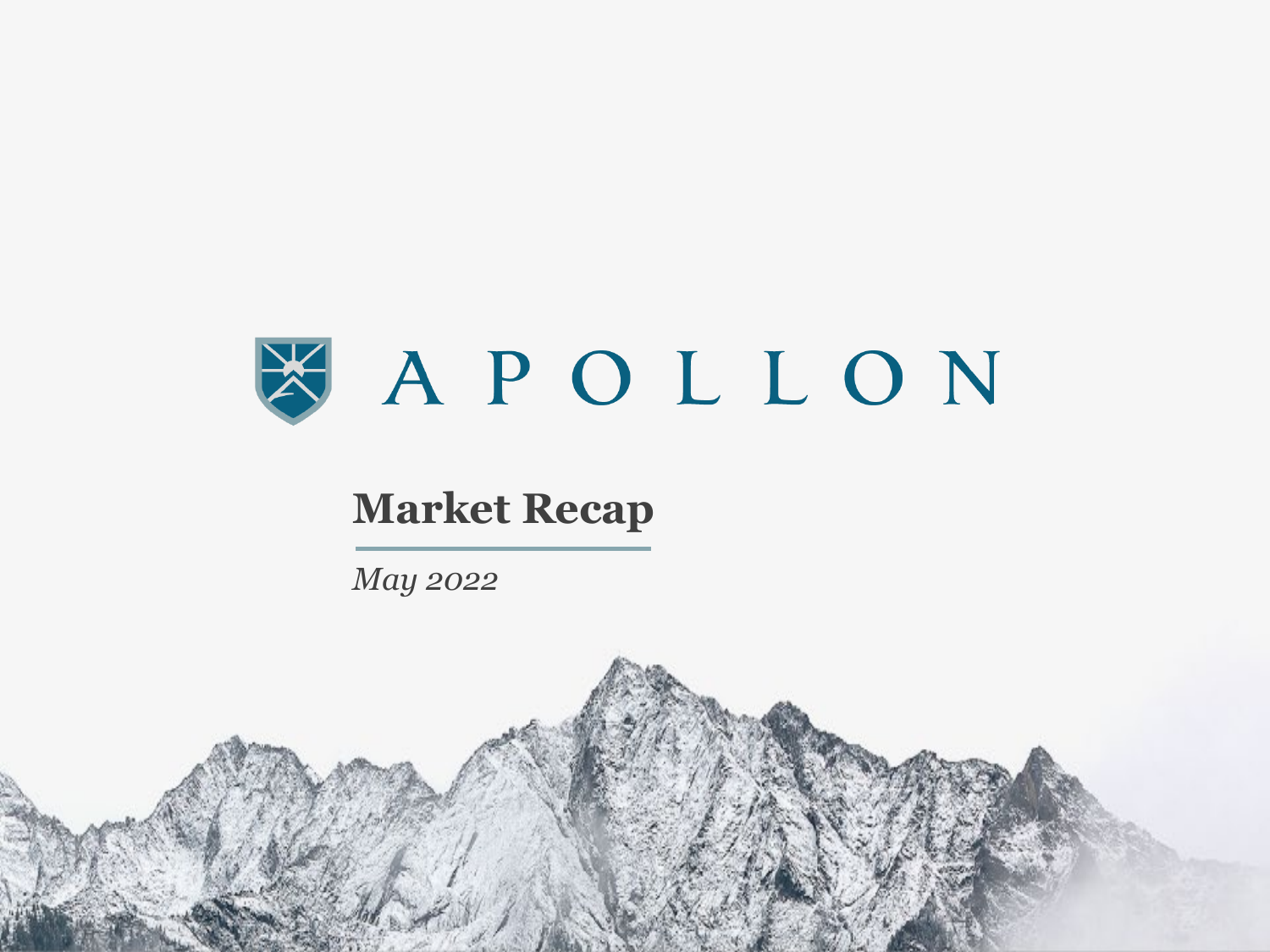APOLLON

# Market Recap

*May 2022*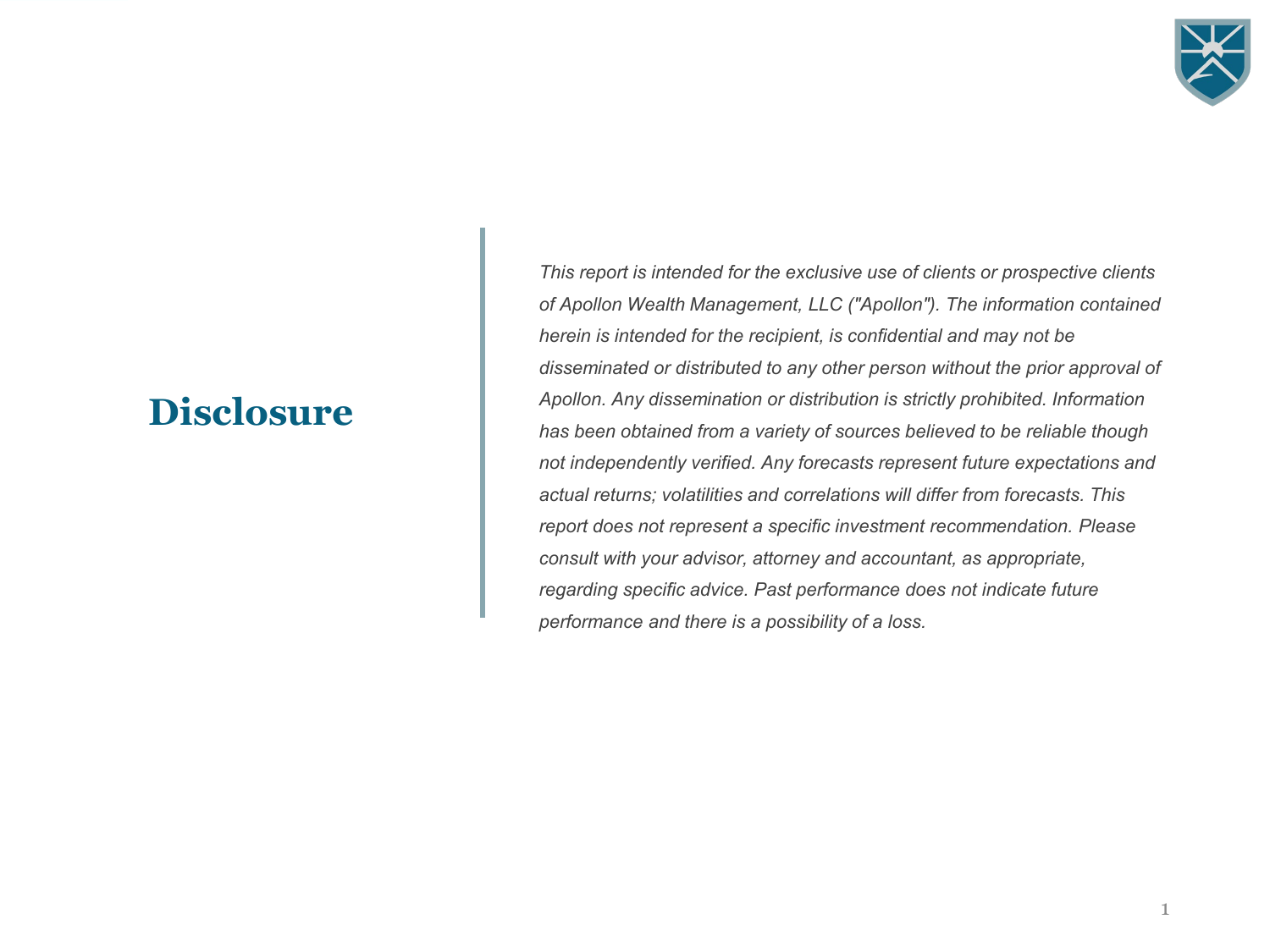# Disclosure

*This report is intended for the exclusive use of clients or prospective clients of Apollon Wealth Management, LLC ("Apollon"). The information contained herein is intended for the recipient, is confidential and may not be disseminated or distributed to any other person without the prior approval of Apollon. Any dissemination or distribution is strictly prohibited. Information has been obtained from a variety of sources believed to be reliable though not independently verified. Any forecasts represent future expectations and actual returns; volatilities and correlations will differ from forecasts. This report does not represent a specific investment recommendation. Please consult with your advisor, attorney and accountant, as appropriate, regarding specific advice. Past performance does not indicate future performance and there is a possibility of a loss.*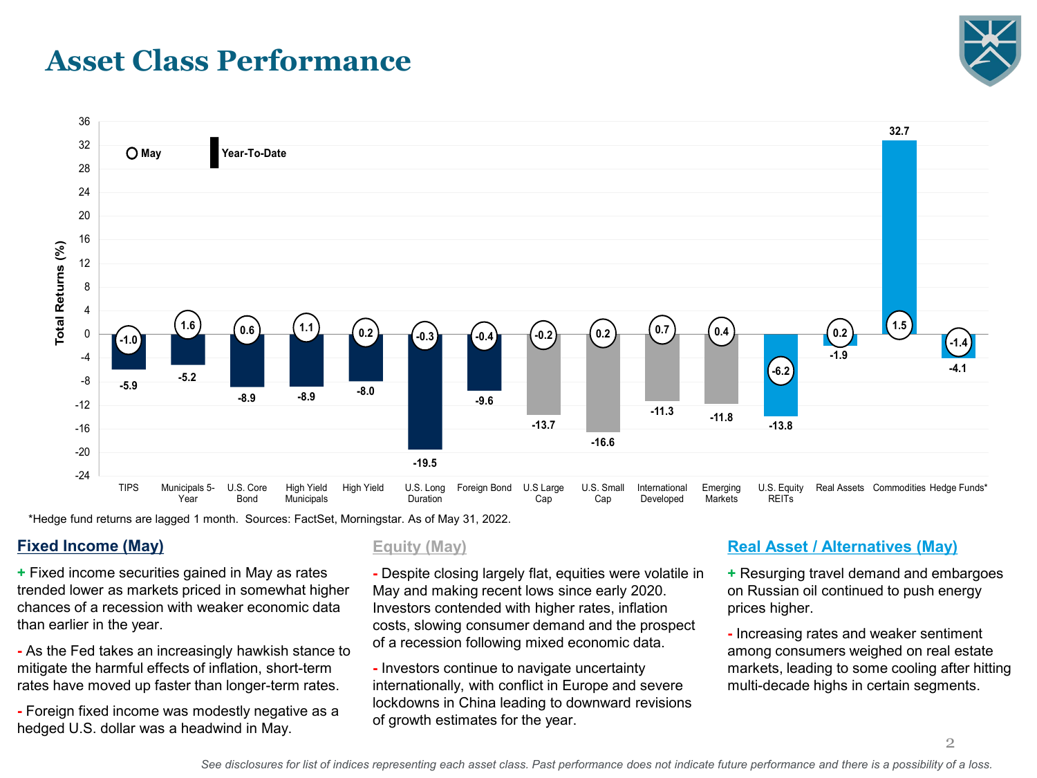# Asset Class Performance

| Asset Class | May (%) | Year-To-Date (%) |
|---|---|---|
| TIPS | -1.0 | -5.9 |
| Municipals 5-Year | 1.6 | -5.2 |
| U.S. Core Bond | 0.6 | -8.9 |
| High Yield Municipals | 1.1 | -8.9 |
| High Yield | 0.2 | -8.0 |
| U.S. Long Duration | -0.3 | -19.5 |
| Foreign Bond | -0.4 | -9.6 |
| U.S Large Cap | -0.2 | -13.7 |
| U.S. Small Cap | 0.2 | -16.6 |
| International Developed | 0.7 | -11.3 |
| Emerging Markets | 0.4 | -11.8 |
| U.S. Equity REITs | -6.2 | -13.8 |
| Real Assets | 0.2 | -1.9 |
| Commodities | 1.5 | 32.7 |
| Hedge Funds* | -1.4 | -4.1 |

*Hedge fund returns are lagged 1 month. Sources: FactSet, Morningstar. As of May 31, 2022.

## Fixed Income (May)

+ Fixed income securities gained in May as rates trended lower as markets priced in somewhat higher chances of a recession with weaker economic data than earlier in the year.

- As the Fed takes an increasingly hawkish stance to mitigate the harmful effects of inflation, short-term rates have moved up faster than longer-term rates.

- Foreign fixed income was modestly negative as a hedged U.S. dollar was a headwind in May.

## Equity (May)

- Despite closing largely flat, equities were volatile in May and making recent lows since early 2020. Investors contended with higher rates, inflation costs, slowing consumer demand and the prospect of a recession following mixed economic data.

- Investors continue to navigate uncertainty internationally, with conflict in Europe and severe lockdowns in China leading to downward revisions of growth estimates for the year.

## Real Asset / Alternatives (May)

+ Resurging travel demand and embargoes on Russian oil continued to push energy prices higher.

- Increasing rates and weaker sentiment among consumers weighed on real estate markets, leading to some cooling after hitting multi-decade highs in certain segments.

*See disclosures for list of indices representing each asset class. Past performance does not indicate future performance and there is a possibility of a loss.*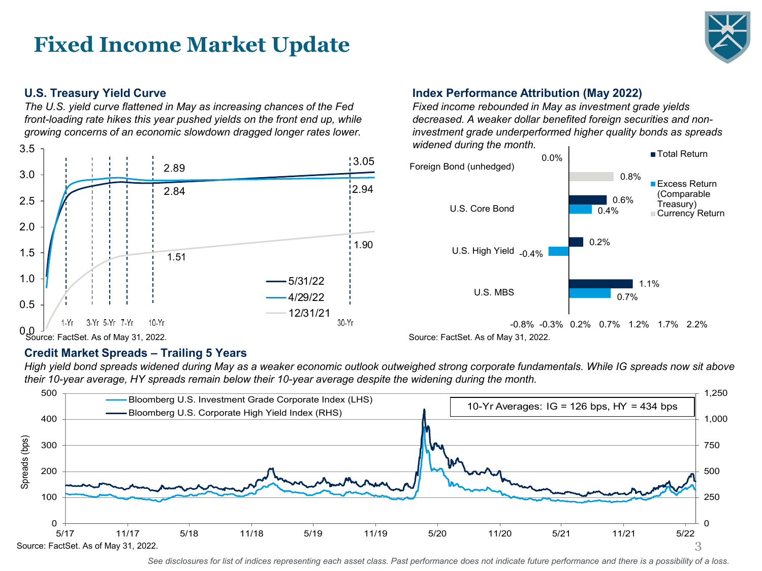# Fixed Income Market Update

### U.S. Treasury Yield Curve

*The U.S. yield curve flattened in May as increasing chances of the Fed front-loading rate hikes this year pushed yields on the front end up, while growing concerns of an economic slowdown dragged longer rates lower.*

| | 10-Yr | 30-Yr |
|---|---|---|
| 5/31/22 | 2.84 | 3.05 |
| 4/29/22 | 2.89 | 2.94 |
| 12/31/21 | 1.51 | 1.90 |

Source: FactSet. As of May 31, 2022.

### Index Performance Attribution (May 2022)

*Fixed income rebounded in May as investment grade yields decreased. A weaker dollar benefited foreign securities and non-investment grade underperformed higher quality bonds as spreads widened during the month.*

| | Total Return | Excess Return (Comparable Treasury) | Currency Return |
|---|---|---|---|
| Foreign Bond (unhedged) | 0.0% | | 0.8% |
| U.S. Core Bond | 0.6% | 0.4% | |
| U.S. High Yield | 0.2% | -0.4% | |
| U.S. MBS | 1.1% | 0.7% | |

Source: FactSet. As of May 31, 2022.

### Credit Market Spreads – Trailing 5 Years

*High yield bond spreads widened during May as a weaker economic outlook outweighed strong corporate fundamentals. While IG spreads now sit above their 10-year average, HY spreads remain below their 10-year average despite the widening during the month.*

Bloomberg U.S. Investment Grade Corporate Index (LHS)
Bloomberg U.S. Corporate High Yield Index (RHS)

10-Yr Averages: IG = 126 bps, HY = 434 bps

Source: FactSet. As of May 31, 2022.

*See disclosures for list of indices representing each asset class. Past performance does not indicate future performance and there is a possibility of a loss.*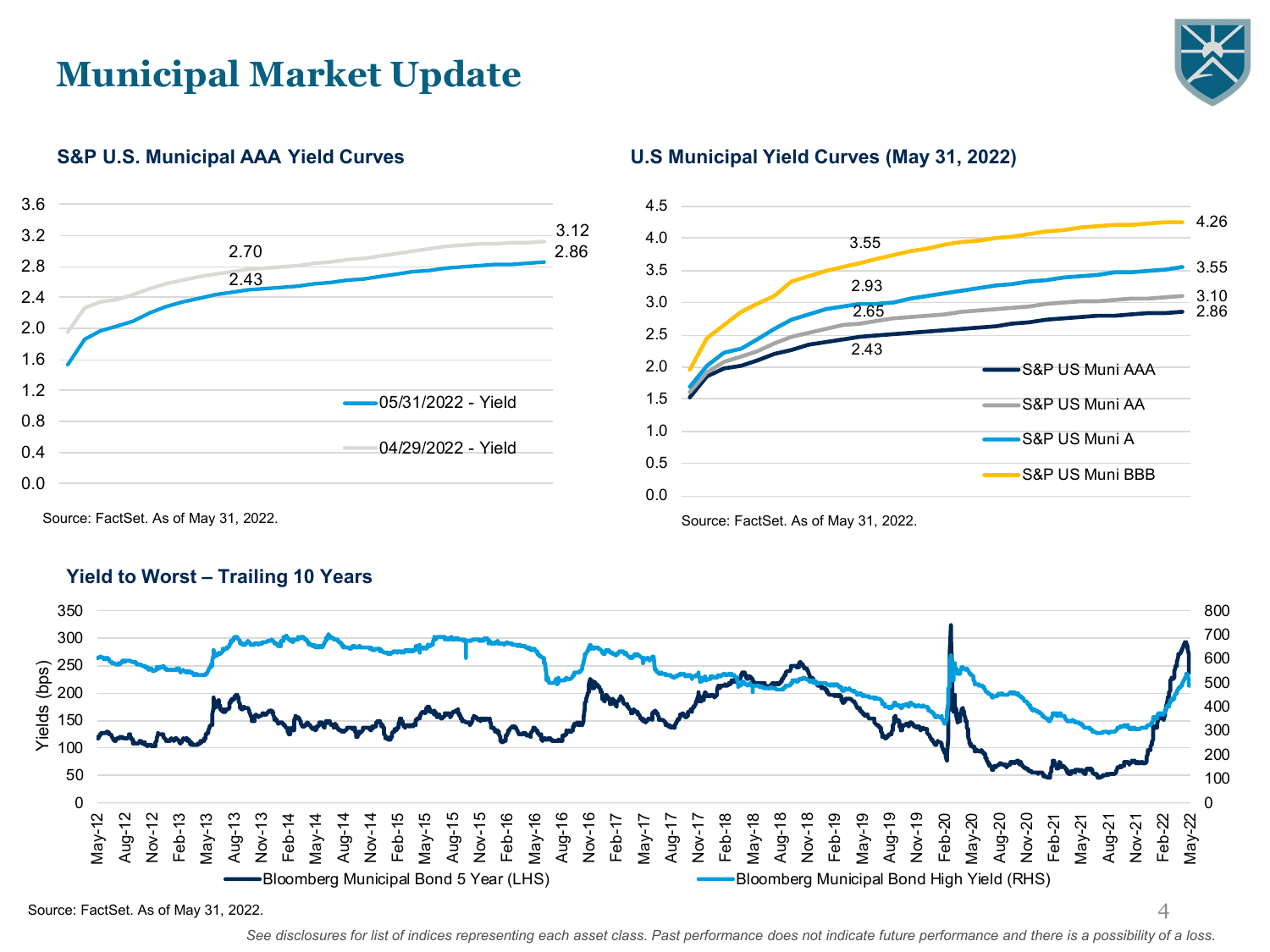# Municipal Market Update

### S&P U.S. Municipal AAA Yield Curves

- 05/31/2022 - Yield
- 04/29/2022 - Yield

Source: FactSet. As of May 31, 2022.

### U.S Municipal Yield Curves (May 31, 2022)

- S&P US Muni AAA
- S&P US Muni AA
- S&P US Muni A
- S&P US Muni BBB

Source: FactSet. As of May 31, 2022.

### Yield to Worst – Trailing 10 Years

- Bloomberg Municipal Bond 5 Year (LHS)
- Bloomberg Municipal Bond High Yield (RHS)

Source: FactSet. As of May 31, 2022.

*See disclosures for list of indices representing each asset class. Past performance does not indicate future performance and there is a possibility of a loss.*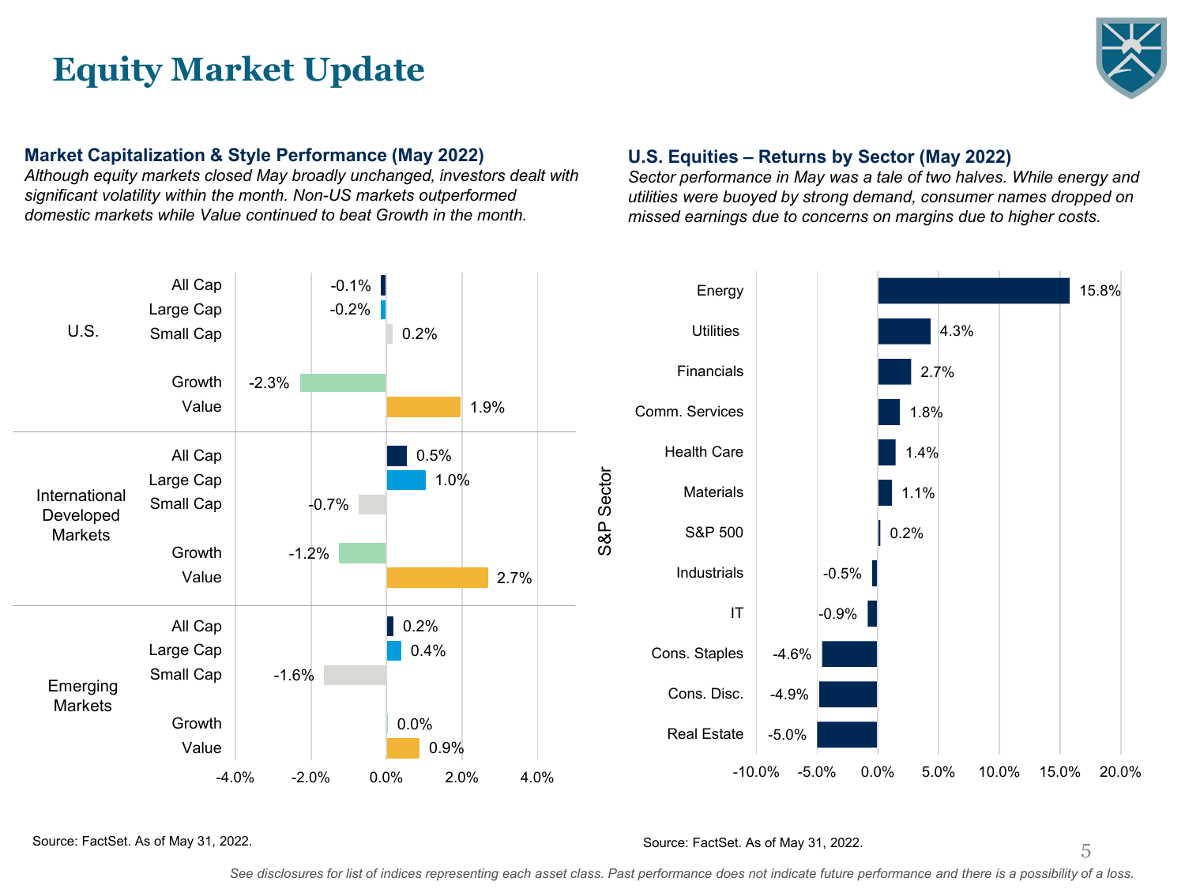# Equity Market Update

### Market Capitalization & Style Performance (May 2022)

*Although equity markets closed May broadly unchanged, investors dealt with significant volatility within the month. Non-US markets outperformed domestic markets while Value continued to beat Growth in the month.*

| Region | Category | Return |
|---|---|---|
| U.S. | All Cap | -0.1% |
| | Large Cap | -0.2% |
| | Small Cap | 0.2% |
| | Growth | -2.3% |
| | Value | 1.9% |
| International Developed Markets | All Cap | 0.5% |
| | Large Cap | 1.0% |
| | Small Cap | -0.7% |
| | Growth | -1.2% |
| | Value | 2.7% |
| Emerging Markets | All Cap | 0.2% |
| | Large Cap | 0.4% |
| | Small Cap | -1.6% |
| | Growth | 0.0% |
| | Value | 0.9% |

Source: FactSet. As of May 31, 2022.

### U.S. Equities – Returns by Sector (May 2022)

*Sector performance in May was a tale of two halves. While energy and utilities were buoyed by strong demand, consumer names dropped on missed earnings due to concerns on margins due to higher costs.*

| S&P Sector | Return |
|---|---|
| Energy | 15.8% |
| Utilities | 4.3% |
| Financials | 2.7% |
| Comm. Services | 1.8% |
| Health Care | 1.4% |
| Materials | 1.1% |
| S&P 500 | 0.2% |
| Industrials | -0.5% |
| IT | -0.9% |
| Cons. Staples | -4.6% |
| Cons. Disc. | -4.9% |
| Real Estate | -5.0% |

Source: FactSet. As of May 31, 2022.

*See disclosures for list of indices representing each asset class. Past performance does not indicate future performance and there is a possibility of a loss.*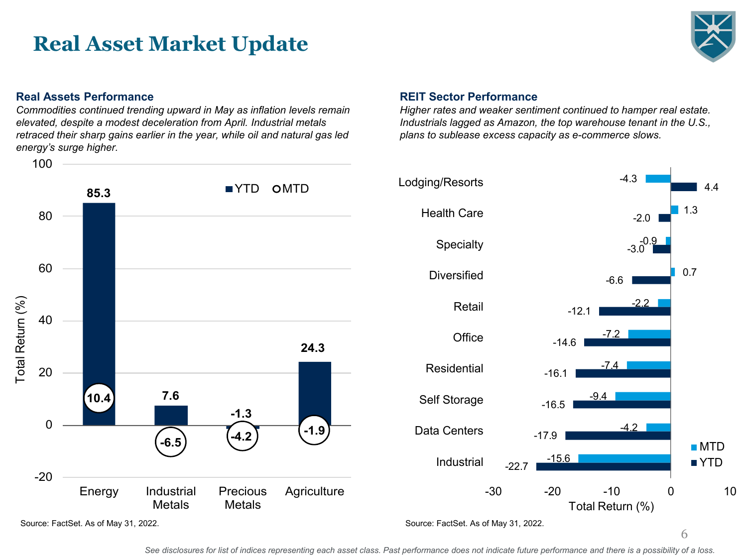# Real Asset Market Update

## Real Assets Performance

*Commodities continued trending upward in May as inflation levels remain elevated, despite a modest deceleration from April. Industrial metals retraced their sharp gains earlier in the year, while oil and natural gas led energy's surge higher.*

| | YTD | MTD |
|---|---|---|
| Energy | 85.3 | 10.4 |
| Industrial Metals | 7.6 | -6.5 |
| Precious Metals | -1.3 | -4.2 |
| Agriculture | 24.3 | -1.9 |

Total Return (%)

Source: FactSet. As of May 31, 2022.

## REIT Sector Performance

*Higher rates and weaker sentiment continued to hamper real estate. Industrials lagged as Amazon, the top warehouse tenant in the U.S., plans to sublease excess capacity as e-commerce slows.*

| | MTD | YTD |
|---|---|---|
| Lodging/Resorts | -4.3 | 4.4 |
| Health Care | 1.3 | -2.0 |
| Specialty | -0.9 | -3.0 |
| Diversified | 0.7 | -6.6 |
| Retail | -2.2 | -12.1 |
| Office | -7.2 | -14.6 |
| Residential | -7.4 | -16.1 |
| Self Storage | -9.4 | -16.5 |
| Data Centers | -4.2 | -17.9 |
| Industrial | -15.6 | -22.7 |

Total Return (%)

Source: FactSet. As of May 31, 2022.

*See disclosures for list of indices representing each asset class. Past performance does not indicate future performance and there is a possibility of a loss.*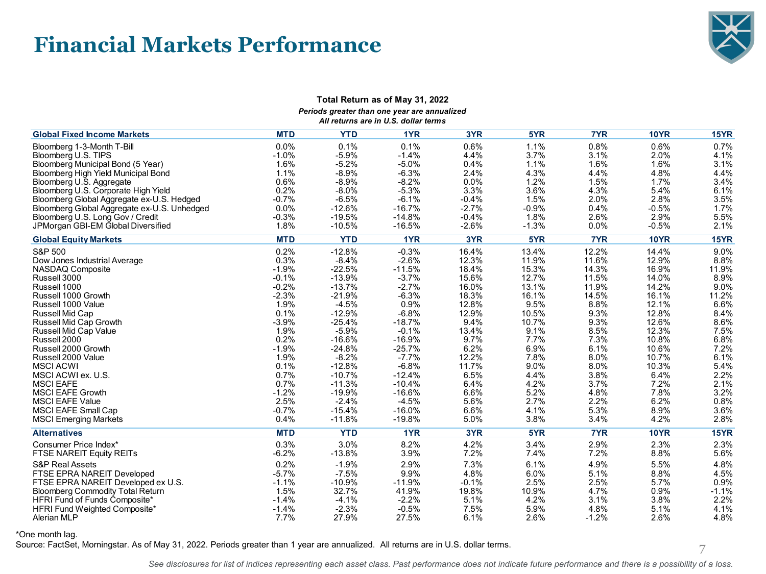# Financial Markets Performance

**Total Return as of May 31, 2022**

*Periods greater than one year are annualized*

*All returns are in U.S. dollar terms*

| Global Fixed Income Markets | MTD | YTD | 1YR | 3YR | 5YR | 7YR | 10YR | 15YR |
|---|---|---|---|---|---|---|---|---|
| Bloomberg 1-3-Month T-Bill | 0.0% | 0.1% | 0.1% | 0.6% | 1.1% | 0.8% | 0.6% | 0.7% |
| Bloomberg U.S. TIPS | -1.0% | -5.9% | -1.4% | 4.4% | 3.7% | 3.1% | 2.0% | 4.1% |
| Bloomberg Municipal Bond (5 Year) | 1.6% | -5.2% | -5.0% | 0.4% | 1.1% | 1.6% | 1.6% | 3.1% |
| Bloomberg High Yield Municipal Bond | 1.1% | -8.9% | -6.3% | 2.4% | 4.3% | 4.4% | 4.8% | 4.4% |
| Bloomberg U.S. Aggregate | 0.6% | -8.9% | -8.2% | 0.0% | 1.2% | 1.5% | 1.7% | 3.4% |
| Bloomberg U.S. Corporate High Yield | 0.2% | -8.0% | -5.3% | 3.3% | 3.6% | 4.3% | 5.4% | 6.1% |
| Bloomberg Global Aggregate ex-U.S. Hedged | -0.7% | -6.5% | -6.1% | -0.4% | 1.5% | 2.0% | 2.8% | 3.5% |
| Bloomberg Global Aggregate ex-U.S. Unhedged | 0.0% | -12.6% | -16.7% | -2.7% | -0.9% | 0.4% | -0.5% | 1.7% |
| Bloomberg U.S. Long Gov / Credit | -0.3% | -19.5% | -14.8% | -0.4% | 1.8% | 2.6% | 2.9% | 5.5% |
| JPMorgan GBI-EM Global Diversified | 1.8% | -10.5% | -16.5% | -2.6% | -1.3% | 0.0% | -0.5% | 2.1% |
| **Global Equity Markets** | **MTD** | **YTD** | **1YR** | **3YR** | **5YR** | **7YR** | **10YR** | **15YR** |
| S&P 500 | 0.2% | -12.8% | -0.3% | 16.4% | 13.4% | 12.2% | 14.4% | 9.0% |
| Dow Jones Industrial Average | 0.3% | -8.4% | -2.6% | 12.3% | 11.9% | 11.6% | 12.9% | 8.8% |
| NASDAQ Composite | -1.9% | -22.5% | -11.5% | 18.4% | 15.3% | 14.3% | 16.9% | 11.9% |
| Russell 3000 | -0.1% | -13.9% | -3.7% | 15.6% | 12.7% | 11.5% | 14.0% | 8.9% |
| Russell 1000 | -0.2% | -13.7% | -2.7% | 16.0% | 13.1% | 11.9% | 14.2% | 9.0% |
| Russell 1000 Growth | -2.3% | -21.9% | -6.3% | 18.3% | 16.1% | 14.5% | 16.1% | 11.2% |
| Russell 1000 Value | 1.9% | -4.5% | 0.9% | 12.8% | 9.5% | 8.8% | 12.1% | 6.6% |
| Russell Mid Cap | 0.1% | -12.9% | -6.8% | 12.9% | 10.5% | 9.3% | 12.8% | 8.4% |
| Russell Mid Cap Growth | -3.9% | -25.4% | -18.7% | 9.4% | 10.7% | 9.3% | 12.6% | 8.6% |
| Russell Mid Cap Value | 1.9% | -5.9% | -0.1% | 13.4% | 9.1% | 8.5% | 12.3% | 7.5% |
| Russell 2000 | 0.2% | -16.6% | -16.9% | 9.7% | 7.7% | 7.3% | 10.8% | 6.8% |
| Russell 2000 Growth | -1.9% | -24.8% | -25.7% | 6.2% | 6.9% | 6.1% | 10.6% | 7.2% |
| Russell 2000 Value | 1.9% | -8.2% | -7.7% | 12.2% | 7.8% | 8.0% | 10.7% | 6.1% |
| MSCI ACWI | 0.1% | -12.8% | -6.8% | 11.7% | 9.0% | 8.0% | 10.3% | 5.4% |
| MSCI ACWI ex. U.S. | 0.7% | -10.7% | -12.4% | 6.5% | 4.4% | 3.8% | 6.4% | 2.2% |
| MSCI EAFE | 0.7% | -11.3% | -10.4% | 6.4% | 4.2% | 3.7% | 7.2% | 2.1% |
| MSCI EAFE Growth | -1.2% | -19.9% | -16.6% | 6.6% | 5.2% | 4.8% | 7.8% | 3.2% |
| MSCI EAFE Value | 2.5% | -2.4% | -4.5% | 5.6% | 2.7% | 2.2% | 6.2% | 0.8% |
| MSCI EAFE Small Cap | -0.7% | -15.4% | -16.0% | 6.6% | 4.1% | 5.3% | 8.9% | 3.6% |
| MSCI Emerging Markets | 0.4% | -11.8% | -19.8% | 5.0% | 3.8% | 3.4% | 4.2% | 2.8% |
| **Alternatives** | **MTD** | **YTD** | **1YR** | **3YR** | **5YR** | **7YR** | **10YR** | **15YR** |
| Consumer Price Index* | 0.3% | 3.0% | 8.2% | 4.2% | 3.4% | 2.9% | 2.3% | 2.3% |
| FTSE NAREIT Equity REITs | -6.2% | -13.8% | 3.9% | 7.2% | 7.4% | 7.2% | 8.8% | 5.6% |
| S&P Real Assets | 0.2% | -1.9% | 2.9% | 7.3% | 6.1% | 4.9% | 5.5% | 4.8% |
| FTSE EPRA NAREIT Developed | -5.7% | -7.5% | 9.9% | 4.8% | 6.0% | 5.1% | 8.8% | 4.5% |
| FTSE EPRA NAREIT Developed ex U.S. | -1.1% | -10.9% | -11.9% | -0.1% | 2.5% | 2.5% | 5.7% | 0.9% |
| Bloomberg Commodity Total Return | 1.5% | 32.7% | 41.9% | 19.8% | 10.9% | 4.7% | 0.9% | -1.1% |
| HFRI Fund of Funds Composite* | -1.4% | -4.1% | -2.2% | 5.1% | 4.2% | 3.1% | 3.8% | 2.2% |
| HFRI Fund Weighted Composite* | -1.4% | -2.3% | -0.5% | 7.5% | 5.9% | 4.8% | 5.1% | 4.1% |
| Alerian MLP | 7.7% | 27.9% | 27.5% | 6.1% | 2.6% | -1.2% | 2.6% | 4.8% |

*One month lag.

Source: FactSet, Morningstar. As of May 31, 2022. Periods greater than 1 year are annualized. All returns are in U.S. dollar terms.

*See disclosures for list of indices representing each asset class. Past performance does not indicate future performance and there is a possibility of a loss.*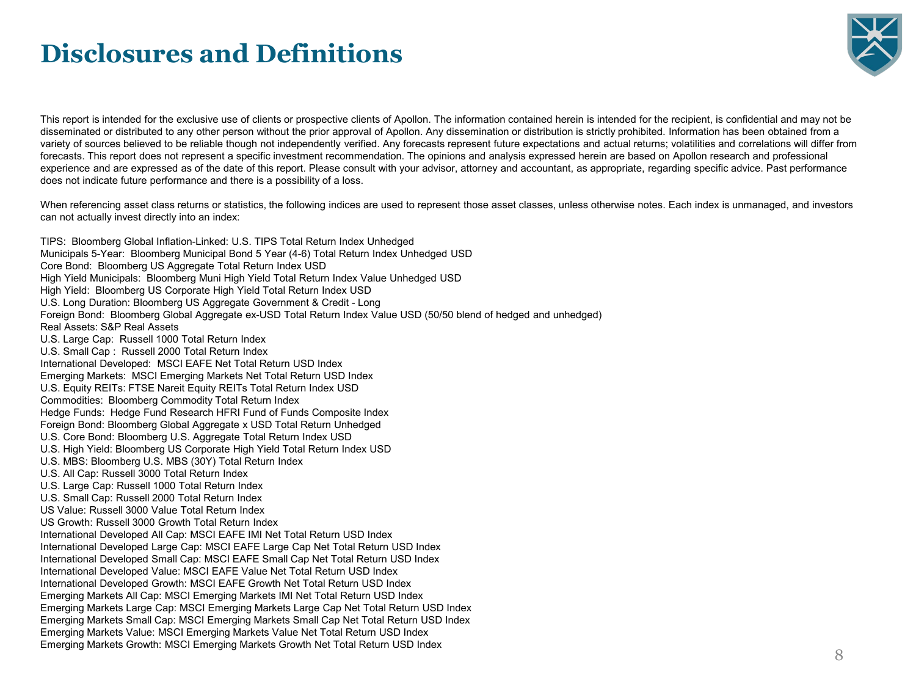# Disclosures and Definitions

This report is intended for the exclusive use of clients or prospective clients of Apollon. The information contained herein is intended for the recipient, is confidential and may not be disseminated or distributed to any other person without the prior approval of Apollon. Any dissemination or distribution is strictly prohibited. Information has been obtained from a variety of sources believed to be reliable though not independently verified. Any forecasts represent future expectations and actual returns; volatilities and correlations will differ from forecasts. This report does not represent a specific investment recommendation. The opinions and analysis expressed herein are based on Apollon research and professional experience and are expressed as of the date of this report. Please consult with your advisor, attorney and accountant, as appropriate, regarding specific advice. Past performance does not indicate future performance and there is a possibility of a loss.

When referencing asset class returns or statistics, the following indices are used to represent those asset classes, unless otherwise notes. Each index is unmanaged, and investors can not actually invest directly into an index:

TIPS: Bloomberg Global Inflation-Linked: U.S. TIPS Total Return Index Unhedged
Municipals 5-Year: Bloomberg Municipal Bond 5 Year (4-6) Total Return Index Unhedged USD
Core Bond: Bloomberg US Aggregate Total Return Index USD
High Yield Municipals: Bloomberg Muni High Yield Total Return Index Value Unhedged USD
High Yield: Bloomberg US Corporate High Yield Total Return Index USD
U.S. Long Duration: Bloomberg US Aggregate Government & Credit - Long
Foreign Bond: Bloomberg Global Aggregate ex-USD Total Return Index Value USD (50/50 blend of hedged and unhedged)
Real Assets: S&P Real Assets
U.S. Large Cap: Russell 1000 Total Return Index
U.S. Small Cap : Russell 2000 Total Return Index
International Developed: MSCI EAFE Net Total Return USD Index
Emerging Markets: MSCI Emerging Markets Net Total Return USD Index
U.S. Equity REITs: FTSE Nareit Equity REITs Total Return Index USD
Commodities: Bloomberg Commodity Total Return Index
Hedge Funds: Hedge Fund Research HFRI Fund of Funds Composite Index
Foreign Bond: Bloomberg Global Aggregate x USD Total Return Unhedged
U.S. Core Bond: Bloomberg U.S. Aggregate Total Return Index USD
U.S. High Yield: Bloomberg US Corporate High Yield Total Return Index USD
U.S. MBS: Bloomberg U.S. MBS (30Y) Total Return Index
U.S. All Cap: Russell 3000 Total Return Index
U.S. Large Cap: Russell 1000 Total Return Index
U.S. Small Cap: Russell 2000 Total Return Index
US Value: Russell 3000 Value Total Return Index
US Growth: Russell 3000 Growth Total Return Index
International Developed All Cap: MSCI EAFE IMI Net Total Return USD Index
International Developed Large Cap: MSCI EAFE Large Cap Net Total Return USD Index
International Developed Small Cap: MSCI EAFE Small Cap Net Total Return USD Index
International Developed Value: MSCI EAFE Value Net Total Return USD Index
International Developed Growth: MSCI EAFE Growth Net Total Return USD Index
Emerging Markets All Cap: MSCI Emerging Markets IMI Net Total Return USD Index
Emerging Markets Large Cap: MSCI Emerging Markets Large Cap Net Total Return USD Index
Emerging Markets Small Cap: MSCI Emerging Markets Small Cap Net Total Return USD Index
Emerging Markets Value: MSCI Emerging Markets Value Net Total Return USD Index
Emerging Markets Growth: MSCI Emerging Markets Growth Net Total Return USD Index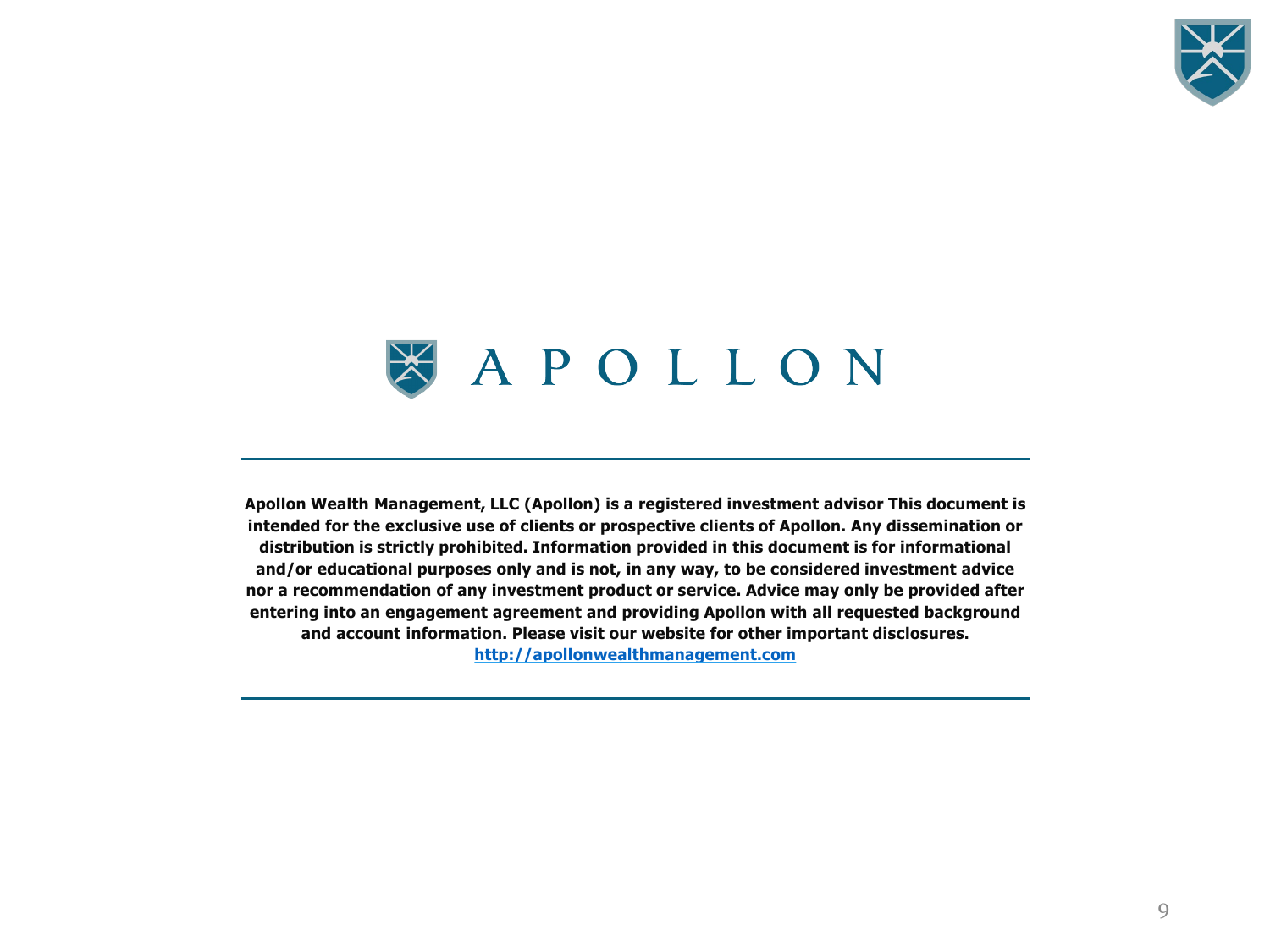# APOLLON

**Apollon Wealth Management, LLC (Apollon) is a registered investment advisor This document is intended for the exclusive use of clients or prospective clients of Apollon. Any dissemination or distribution is strictly prohibited. Information provided in this document is for informational and/or educational purposes only and is not, in any way, to be considered investment advice nor a recommendation of any investment product or service. Advice may only be provided after entering into an engagement agreement and providing Apollon with all requested background and account information. Please visit our website for other important disclosures.**

**[http://apollonwealthmanagement.com](http://apollonwealthmanagement.com)**